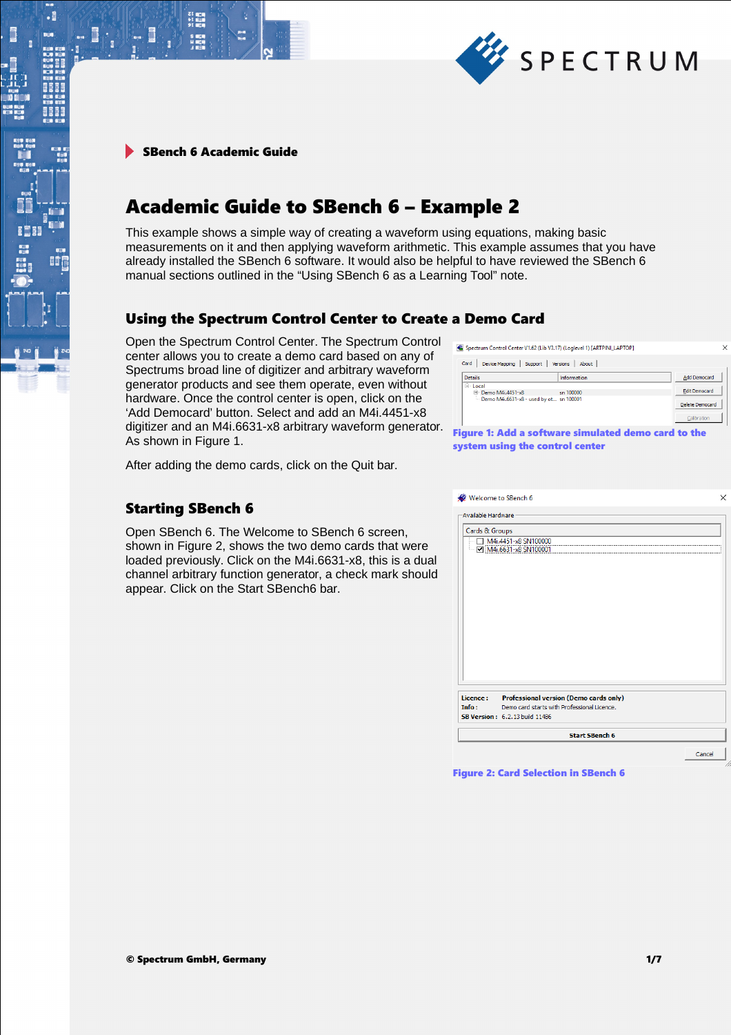SBench 6 Academic Guide

# Academic Guide to SBench 6 – Example 2

This example shows a simple way of creating a waveform using equations, making basic measurements on it and then applying waveform arithmetic. This example assumes that you have already installed the SBench 6 software. It would also be helpful to have reviewed the SBench 6 manual sections outlined in the “Using SBench 6 as a Learning Tool” note.

## Using the Spectrum Control Center to Create a Demo Card

Open the Spectrum Control Center. The Spectrum Control center allows you to create a demo card based on any of Spectrums broad line of digitizer and arbitrary waveform generator products and see them operate, even without hardware. Once the control center is open, click on the ‘Add Democard’ button. Select and add an M4i.4451-x8 digitizer and an M4i.6631-x8 arbitrary waveform generator. As shown in Figure 1.

**Figure 1: Add a software simulated demo card to the system using the control center**

After adding the demo cards, click on the Quit bar.

## Starting SBench 6

Open SBench 6. The Welcome to SBench 6 screen, shown in Figure 2, shows the two demo cards that were loaded previously. Click on the M4i.6631-x8, this is a dual channel arbitrary function generator, a check mark should appear. Click on the Start SBench6 bar.

**Figure 2: Card Selection in SBench 6**

© Spectrum GmbH, Germany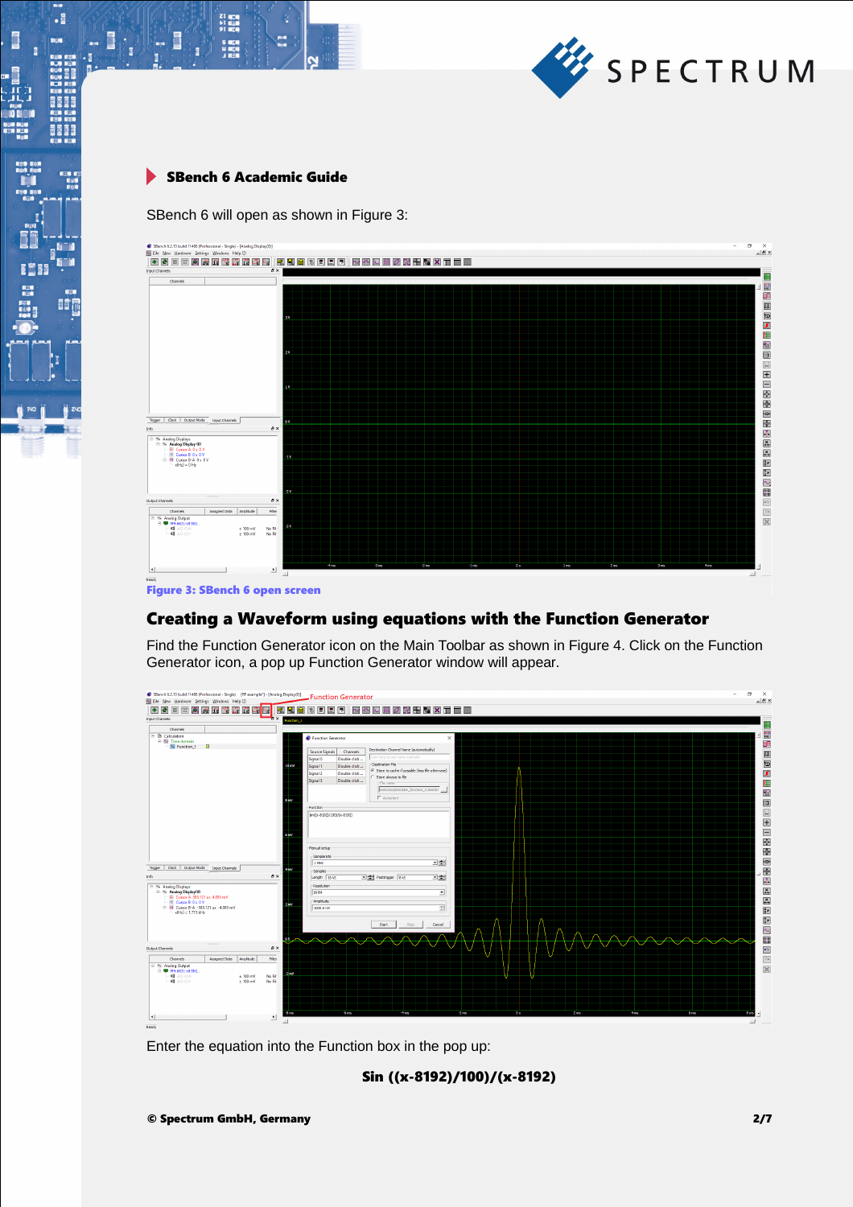## SBench 6 Academic Guide

SBench 6 will open as shown in Figure 3:

**Figure 3: SBench 6 open screen**

## Creating a Waveform using equations with the Function Generator

Find the Function Generator icon on the Main Toolbar as shown in Figure 4. Click on the Function Generator icon, a pop up Function Generator window will appear.

Enter the equation into the Function box in the pop up:

**Sin ((x-8192)/100)/(x-8192)**

**© Spectrum GmbH, Germany**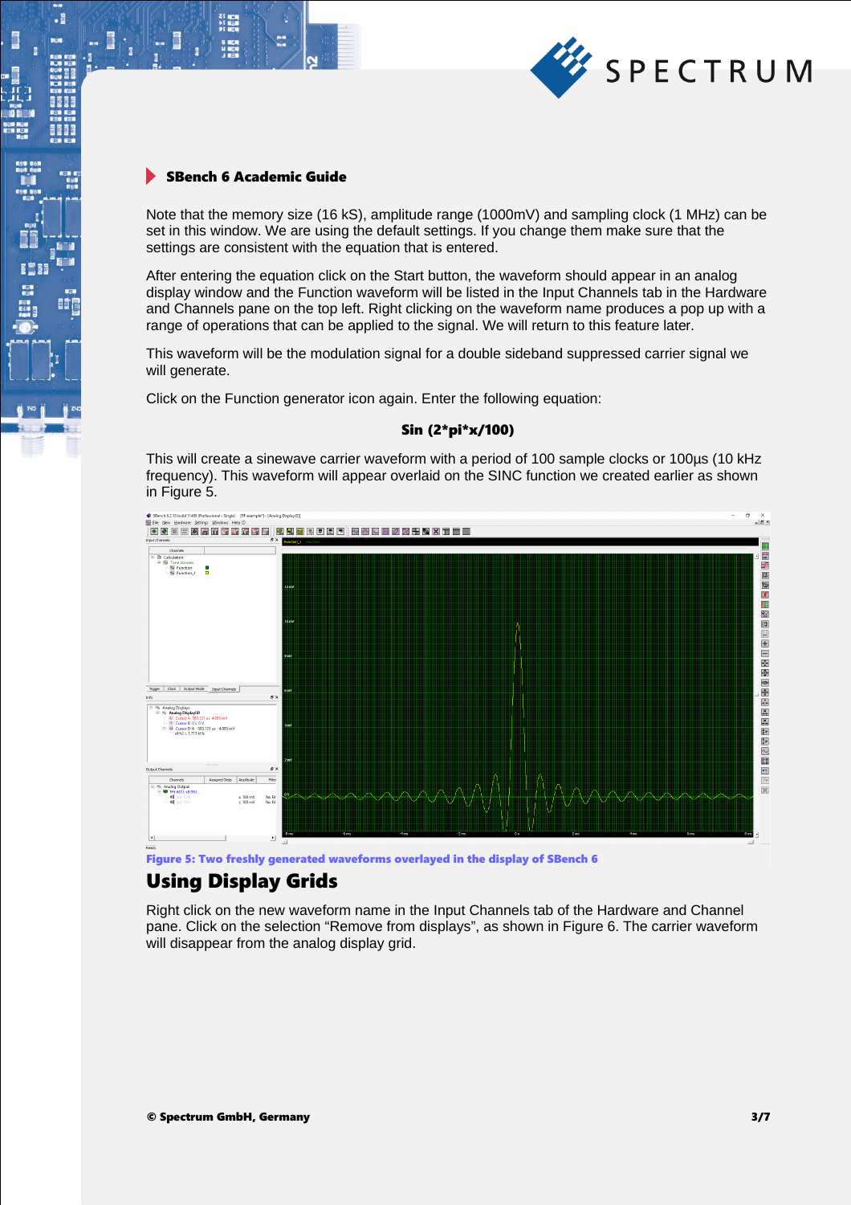Note that the memory size (16 kS), amplitude range (1000mV) and sampling clock (1 MHz) can be set in this window. We are using the default settings. If you change them make sure that the settings are consistent with the equation that is entered.

After entering the equation click on the Start button, the waveform should appear in an analog display window and the Function waveform will be listed in the Input Channels tab in the Hardware and Channels pane on the top left. Right clicking on the waveform name produces a pop up with a range of operations that can be applied to the signal. We will return to this feature later.

This waveform will be the modulation signal for a double sideband suppressed carrier signal we will generate.

Click on the Function generator icon again. Enter the following equation:

**Sin (2*pi*x/100)**

This will create a sinewave carrier waveform with a period of 100 sample clocks or 100µs (10 kHz frequency). This waveform will appear overlaid on the SINC function we created earlier as shown in Figure 5.

**Figure 5: Two freshly generated waveforms overlayed in the display of SBench 6**

## Using Display Grids

Right click on the new waveform name in the Input Channels tab of the Hardware and Channel pane. Click on the selection “Remove from displays”, as shown in Figure 6. The carrier waveform will disappear from the analog display grid.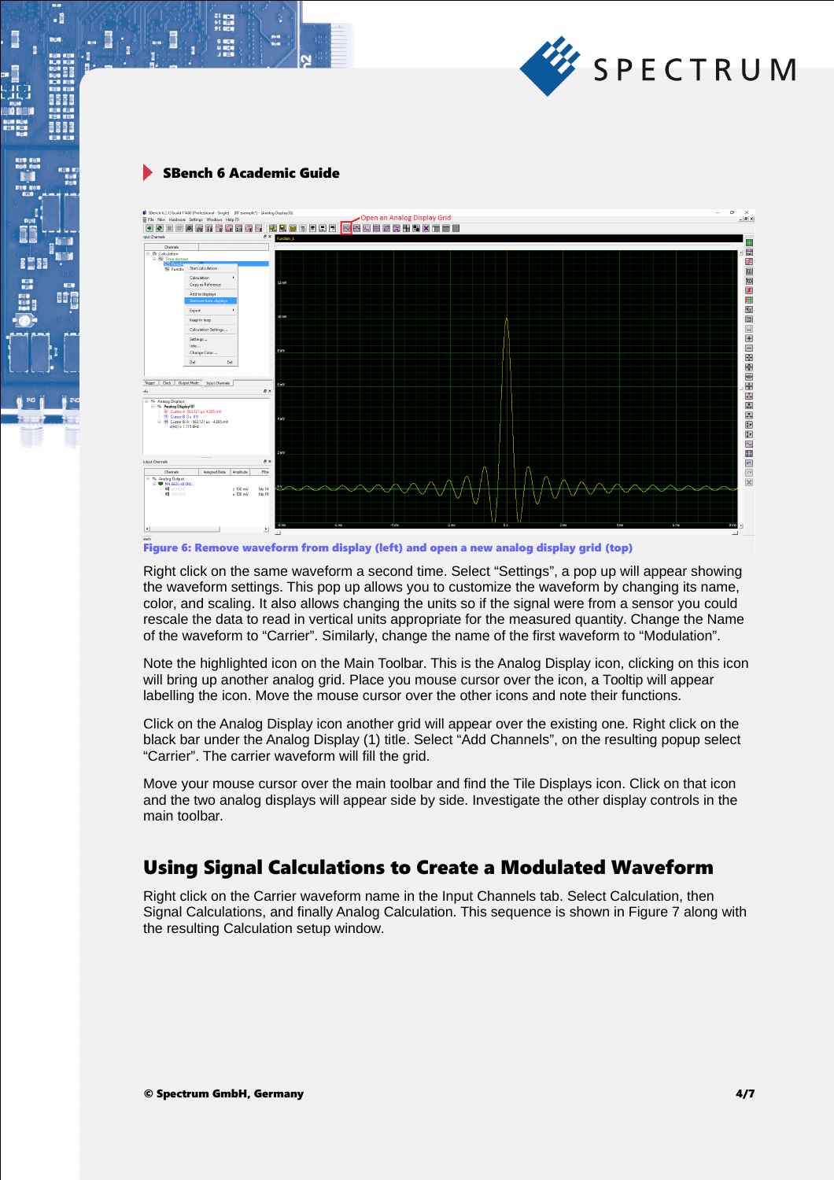## SBench 6 Academic Guide

Figure 6: Remove waveform from display (left) and open a new analog display grid (top)

Right click on the same waveform a second time. Select “Settings”, a pop up will appear showing the waveform settings. This pop up allows you to customize the waveform by changing its name, color, and scaling. It also allows changing the units so if the signal were from a sensor you could rescale the data to read in vertical units appropriate for the measured quantity. Change the Name of the waveform to “Carrier”. Similarly, change the name of the first waveform to “Modulation”.

Note the highlighted icon on the Main Toolbar. This is the Analog Display icon, clicking on this icon will bring up another analog grid. Place you mouse cursor over the icon, a Tooltip will appear labelling the icon. Move the mouse cursor over the other icons and note their functions.

Click on the Analog Display icon another grid will appear over the existing one. Right click on the black bar under the Analog Display (1) title. Select “Add Channels”, on the resulting popup select “Carrier”. The carrier waveform will fill the grid.

Move your mouse cursor over the main toolbar and find the Tile Displays icon. Click on that icon and the two analog displays will appear side by side. Investigate the other display controls in the main toolbar.

## Using Signal Calculations to Create a Modulated Waveform

Right click on the Carrier waveform name in the Input Channels tab. Select Calculation, then Signal Calculations, and finally Analog Calculation. This sequence is shown in Figure 7 along with the resulting Calculation setup window.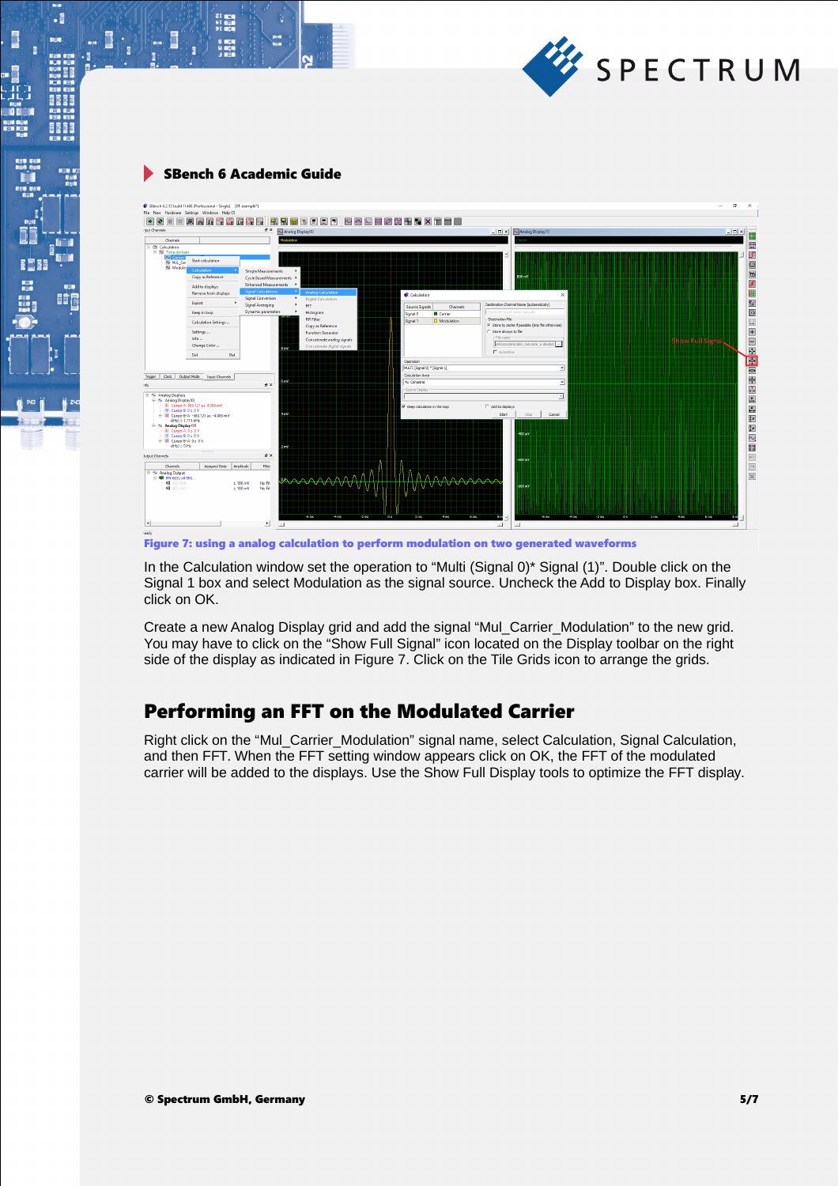Figure 7: using a analog calculation to perform modulation on two generated waveforms

In the Calculation window set the operation to “Multi (Signal 0)* Signal (1)”. Double click on the Signal 1 box and select Modulation as the signal source. Uncheck the Add to Display box. Finally click on OK.

Create a new Analog Display grid and add the signal “Mul_Carrier_Modulation” to the new grid. You may have to click on the “Show Full Signal” icon located on the Display toolbar on the right side of the display as indicated in Figure 7. Click on the Tile Grids icon to arrange the grids.

## Performing an FFT on the Modulated Carrier

Right click on the “Mul_Carrier_Modulation” signal name, select Calculation, Signal Calculation, and then FFT. When the FFT setting window appears click on OK, the FFT of the modulated carrier will be added to the displays. Use the Show Full Display tools to optimize the FFT display.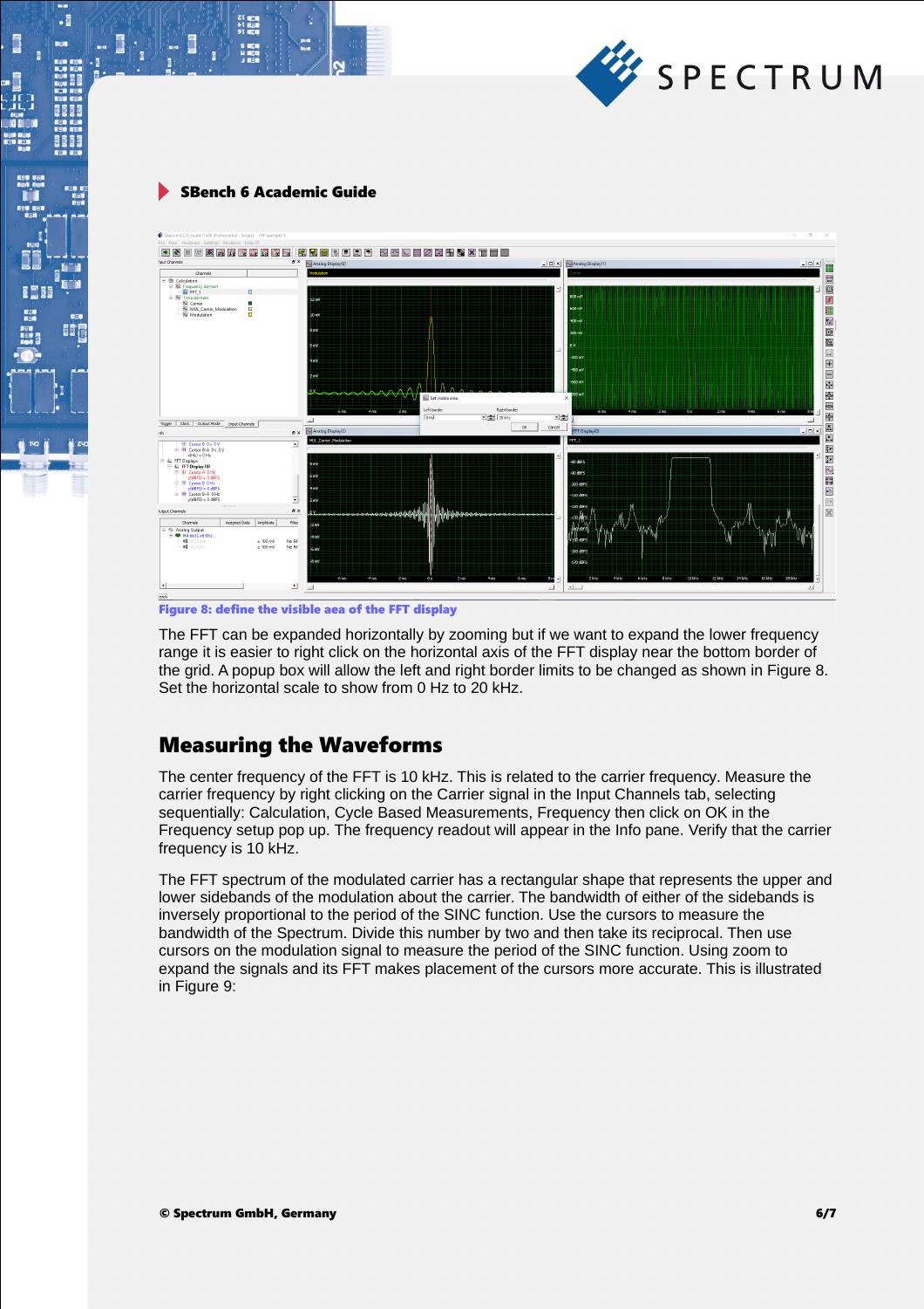Figure 8: define the visible aea of the FFT display

The FFT can be expanded horizontally by zooming but if we want to expand the lower frequency range it is easier to right click on the horizontal axis of the FFT display near the bottom border of the grid. A popup box will allow the left and right border limits to be changed as shown in Figure 8. Set the horizontal scale to show from 0 Hz to 20 kHz.

## Measuring the Waveforms

The center frequency of the FFT is 10 kHz. This is related to the carrier frequency. Measure the carrier frequency by right clicking on the Carrier signal in the Input Channels tab, selecting sequentially: Calculation, Cycle Based Measurements, Frequency then click on OK in the Frequency setup pop up. The frequency readout will appear in the Info pane. Verify that the carrier frequency is 10 kHz.

The FFT spectrum of the modulated carrier has a rectangular shape that represents the upper and lower sidebands of the modulation about the carrier. The bandwidth of either of the sidebands is inversely proportional to the period of the SINC function. Use the cursors to measure the bandwidth of the Spectrum. Divide this number by two and then take its reciprocal. Then use cursors on the modulation signal to measure the period of the SINC function. Using zoom to expand the signals and its FFT makes placement of the cursors more accurate. This is illustrated in Figure 9: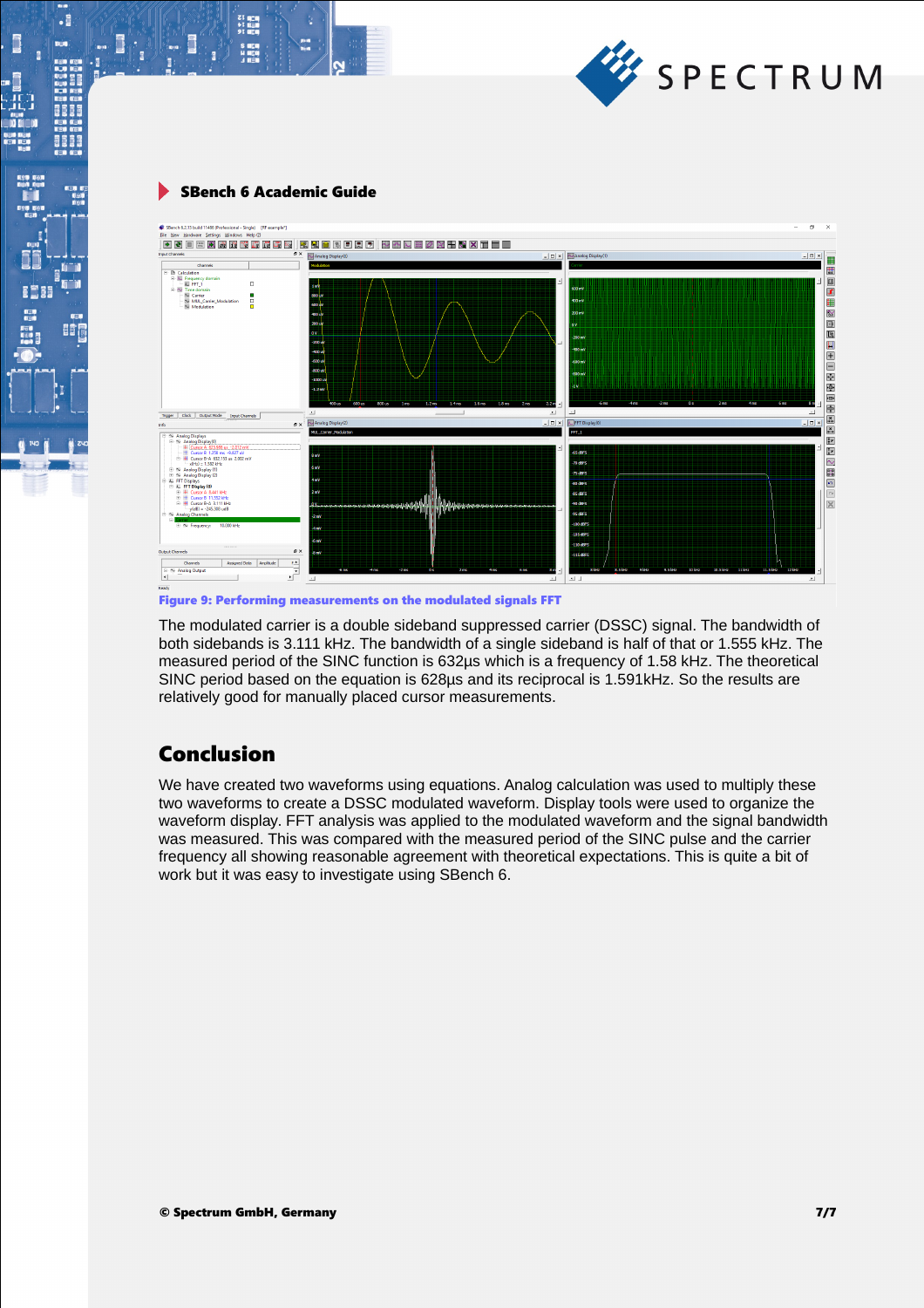## SBench 6 Academic Guide

Figure 9: Performing measurements on the modulated signals FFT

The modulated carrier is a double sideband suppressed carrier (DSSC) signal. The bandwidth of both sidebands is 3.111 kHz. The bandwidth of a single sideband is half of that or 1.555 kHz. The measured period of the SINC function is 632µs which is a frequency of 1.58 kHz. The theoretical SINC period based on the equation is 628µs and its reciprocal is 1.591kHz. So the results are relatively good for manually placed cursor measurements.

## Conclusion

We have created two waveforms using equations. Analog calculation was used to multiply these two waveforms to create a DSSC modulated waveform. Display tools were used to organize the waveform display. FFT analysis was applied to the modulated waveform and the signal bandwidth was measured. This was compared with the measured period of the SINC pulse and the carrier frequency all showing reasonable agreement with theoretical expectations. This is quite a bit of work but it was easy to investigate using SBench 6.